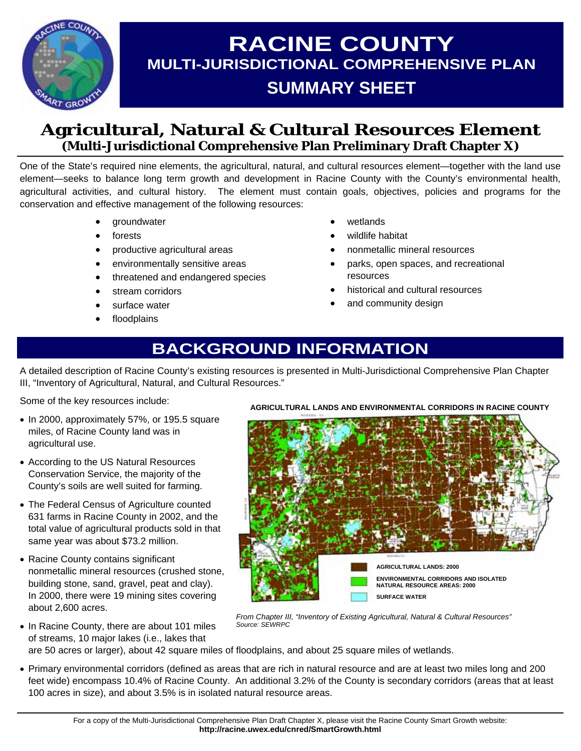# RACINE COUNTY

## MULTI-JURISDICTIONAL COMPREHENSIVE PLAN

## SUMMARY SHEET

## Agricultural, Natural & Cultural Resources Element

**(Multi-Jurisdictional Comprehensive Plan Preliminary Draft Chapter X)**

One of the State's required nine elements, the agricultural, natural, and cultural resources element—together with the land use element—seeks to balance long term growth and development in Racine County with the County's environmental health, agricultural activities, and cultural history. The element must contain goals, objectives, policies and programs for the conservation and effective management of the following resources:

- groundwater
- forests
- productive agricultural areas
- environmentally sensitive areas
- threatened and endangered species
- stream corridors
- surface water
- floodplains
- wetlands
- wildlife habitat
- nonmetallic mineral resources
- parks, open spaces, and recreational resources
- historical and cultural resources
- and community design

## BACKGROUND INFORMATION

A detailed description of Racine County's existing resources is presented in Multi-Jurisdictional Comprehensive Plan Chapter III, "Inventory of Agricultural, Natural, and Cultural Resources."

Some of the key resources include:

- In 2000, approximately 57%, or 195.5 square miles, of Racine County land was in agricultural use.
- According to the US Natural Resources Conservation Service, the majority of the County's soils are well suited for farming.
- The Federal Census of Agriculture counted 631 farms in Racine County in 2002, and the total value of agricultural products sold in that same year was about $73.2 million.
- Racine County contains significant nonmetallic mineral resources (crushed stone, building stone, sand, gravel, peat and clay). In 2000, there were 19 mining sites covering about 2,600 acres.
- In Racine County, there are about 101 miles of streams, 10 major lakes (i.e., lakes that are 50 acres or larger), about 42 square miles of floodplains, and about 25 square miles of wetlands.
- Primary environmental corridors (defined as areas that are rich in natural resource and are at least two miles long and 200 feet wide) encompass 10.4% of Racine County. An additional 3.2% of the County is secondary corridors (areas that at least 100 acres in size), and about 3.5% is in isolated natural resource areas.

**AGRICULTURAL LANDS AND ENVIRONMENTAL CORRIDORS IN RACINE COUNTY**

AGRICULTURAL LANDS: 2000

ENVIRONMENTAL CORRIDORS AND ISOLATED NATURAL RESOURCE AREAS: 2000

SURFACE WATER

*From Chapter III, "Inventory of Existing Agricultural, Natural & Cultural Resources"*
*Source: SEWRPC*

For a copy of the Multi-Jurisdictional Comprehensive Plan Draft Chapter X, please visit the Racine County Smart Growth website:
**http://racine.uwex.edu/cnred/SmartGrowth.html**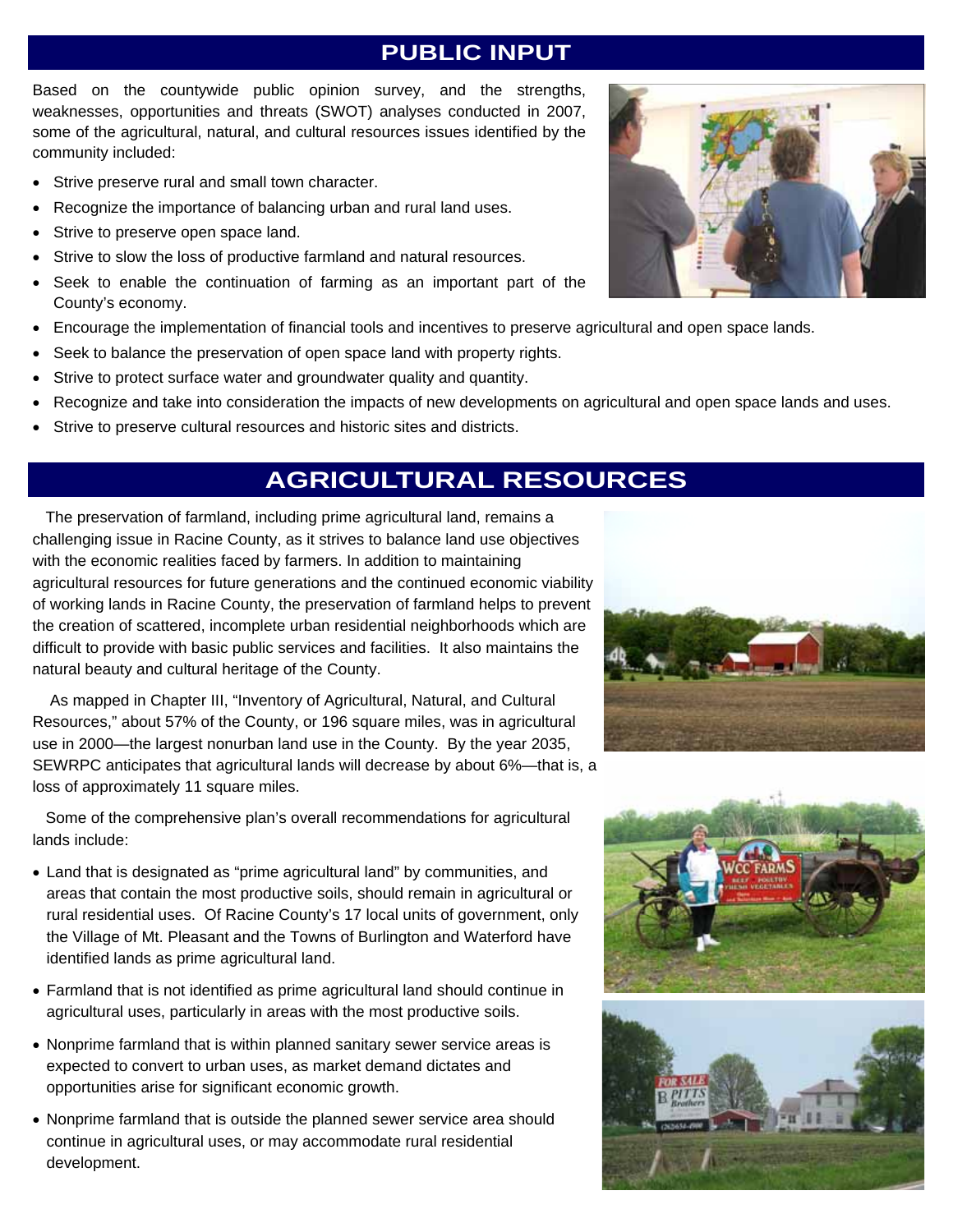## PUBLIC INPUT

Based on the countywide public opinion survey, and the strengths, weaknesses, opportunities and threats (SWOT) analyses conducted in 2007, some of the agricultural, natural, and cultural resources issues identified by the community included:

- Strive preserve rural and small town character.
- Recognize the importance of balancing urban and rural land uses.
- Strive to preserve open space land.
- Strive to slow the loss of productive farmland and natural resources.
- Seek to enable the continuation of farming as an important part of the County's economy.
- Encourage the implementation of financial tools and incentives to preserve agricultural and open space lands.
- Seek to balance the preservation of open space land with property rights.
- Strive to protect surface water and groundwater quality and quantity.
- Recognize and take into consideration the impacts of new developments on agricultural and open space lands and uses.
- Strive to preserve cultural resources and historic sites and districts.

## AGRICULTURAL RESOURCES

The preservation of farmland, including prime agricultural land, remains a challenging issue in Racine County, as it strives to balance land use objectives with the economic realities faced by farmers. In addition to maintaining agricultural resources for future generations and the continued economic viability of working lands in Racine County, the preservation of farmland helps to prevent the creation of scattered, incomplete urban residential neighborhoods which are difficult to provide with basic public services and facilities. It also maintains the natural beauty and cultural heritage of the County.

As mapped in Chapter III, "Inventory of Agricultural, Natural, and Cultural Resources," about 57% of the County, or 196 square miles, was in agricultural use in 2000—the largest nonurban land use in the County. By the year 2035, SEWRPC anticipates that agricultural lands will decrease by about 6%—that is, a loss of approximately 11 square miles.

Some of the comprehensive plan's overall recommendations for agricultural lands include:

- Land that is designated as "prime agricultural land" by communities, and areas that contain the most productive soils, should remain in agricultural or rural residential uses. Of Racine County's 17 local units of government, only the Village of Mt. Pleasant and the Towns of Burlington and Waterford have identified lands as prime agricultural land.
- Farmland that is not identified as prime agricultural land should continue in agricultural uses, particularly in areas with the most productive soils.
- Nonprime farmland that is within planned sanitary sewer service areas is expected to convert to urban uses, as market demand dictates and opportunities arise for significant economic growth.
- Nonprime farmland that is outside the planned sewer service area should continue in agricultural uses, or may accommodate rural residential development.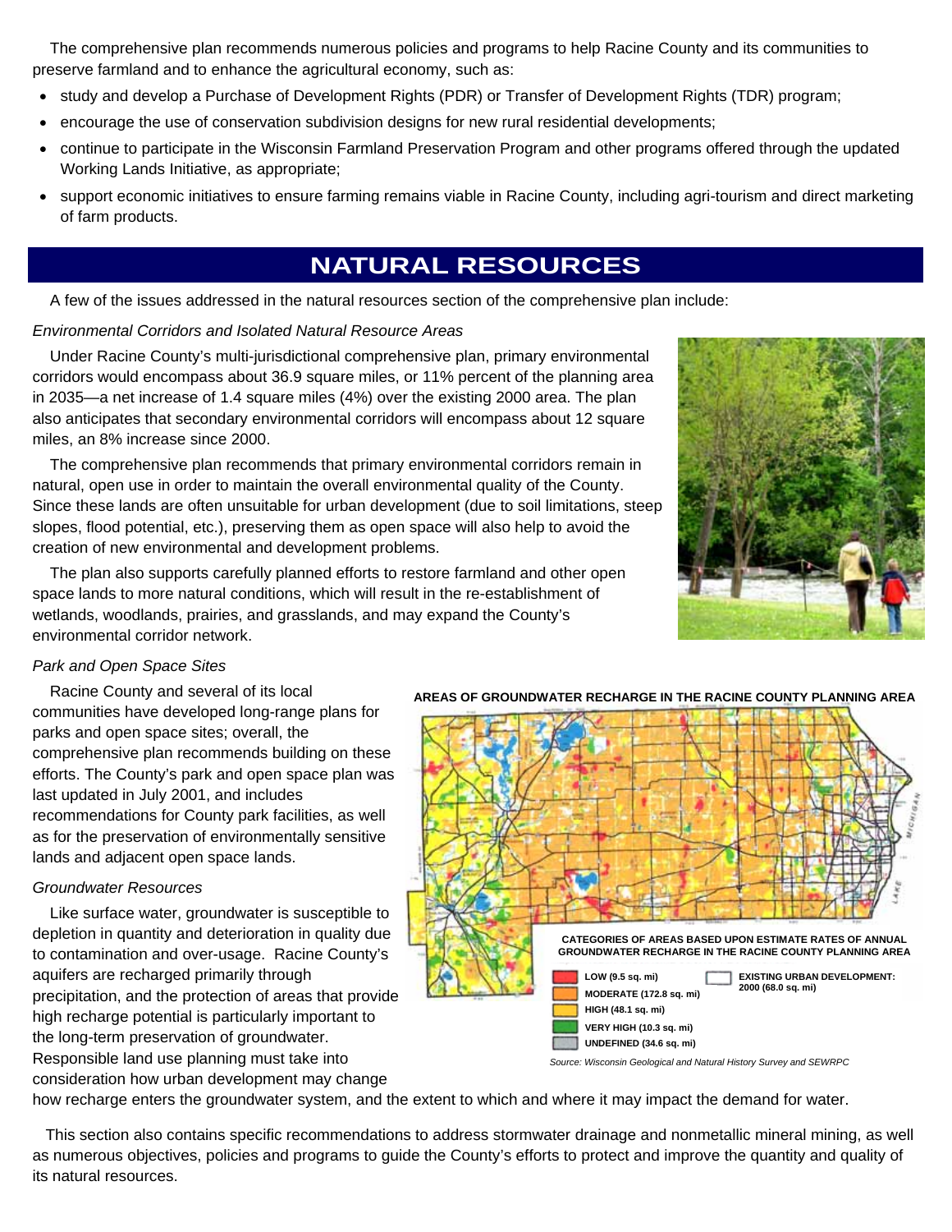The comprehensive plan recommends numerous policies and programs to help Racine County and its communities to preserve farmland and to enhance the agricultural economy, such as:

- study and develop a Purchase of Development Rights (PDR) or Transfer of Development Rights (TDR) program;
- encourage the use of conservation subdivision designs for new rural residential developments;
- continue to participate in the Wisconsin Farmland Preservation Program and other programs offered through the updated Working Lands Initiative, as appropriate;
- support economic initiatives to ensure farming remains viable in Racine County, including agri-tourism and direct marketing of farm products.

# NATURAL RESOURCES

A few of the issues addressed in the natural resources section of the comprehensive plan include:

*Environmental Corridors and Isolated Natural Resource Areas*

Under Racine County's multi-jurisdictional comprehensive plan, primary environmental corridors would encompass about 36.9 square miles, or 11% percent of the planning area in 2035—a net increase of 1.4 square miles (4%) over the existing 2000 area. The plan also anticipates that secondary environmental corridors will encompass about 12 square miles, an 8% increase since 2000.

The comprehensive plan recommends that primary environmental corridors remain in natural, open use in order to maintain the overall environmental quality of the County. Since these lands are often unsuitable for urban development (due to soil limitations, steep slopes, flood potential, etc.), preserving them as open space will also help to avoid the creation of new environmental and development problems.

The plan also supports carefully planned efforts to restore farmland and other open space lands to more natural conditions, which will result in the re-establishment of wetlands, woodlands, prairies, and grasslands, and may expand the County's environmental corridor network.

*Park and Open Space Sites*

Racine County and several of its local communities have developed long-range plans for parks and open space sites; overall, the comprehensive plan recommends building on these efforts. The County's park and open space plan was last updated in July 2001, and includes recommendations for County park facilities, as well as for the preservation of environmentally sensitive lands and adjacent open space lands.

*Groundwater Resources*

Like surface water, groundwater is susceptible to depletion in quantity and deterioration in quality due to contamination and over-usage. Racine County's aquifers are recharged primarily through precipitation, and the protection of areas that provide high recharge potential is particularly important to the long-term preservation of groundwater. Responsible land use planning must take into consideration how urban development may change how recharge enters the groundwater system, and the extent to which and where it may impact the demand for water.

**AREAS OF GROUNDWATER RECHARGE IN THE RACINE COUNTY PLANNING AREA**

**CATEGORIES OF AREAS BASED UPON ESTIMATE RATES OF ANNUAL GROUNDWATER RECHARGE IN THE RACINE COUNTY PLANNING AREA**

- LOW (9.5 sq. mi)
- MODERATE (172.8 sq. mi)
- HIGH (48.1 sq. mi)
- VERY HIGH (10.3 sq. mi)
- UNDEFINED (34.6 sq. mi)
- EXISTING URBAN DEVELOPMENT: 2000 (68.0 sq. mi)

*Source: Wisconsin Geological and Natural History Survey and SEWRPC*

This section also contains specific recommendations to address stormwater drainage and nonmetallic mineral mining, as well as numerous objectives, policies and programs to guide the County's efforts to protect and improve the quantity and quality of its natural resources.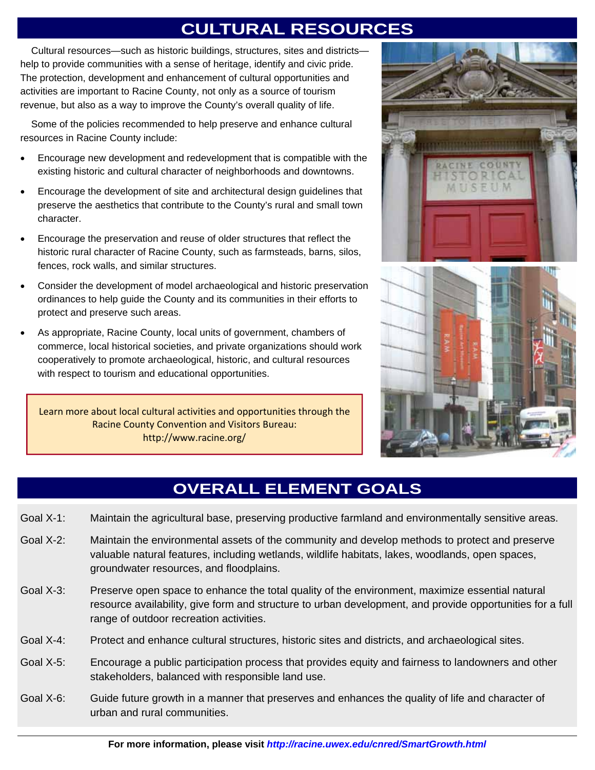# CULTURAL RESOURCES

Cultural resources—such as historic buildings, structures, sites and districts—help to provide communities with a sense of heritage, identify and civic pride. The protection, development and enhancement of cultural opportunities and activities are important to Racine County, not only as a source of tourism revenue, but also as a way to improve the County's overall quality of life.

Some of the policies recommended to help preserve and enhance cultural resources in Racine County include:

- Encourage new development and redevelopment that is compatible with the existing historic and cultural character of neighborhoods and downtowns.
- Encourage the development of site and architectural design guidelines that preserve the aesthetics that contribute to the County's rural and small town character.
- Encourage the preservation and reuse of older structures that reflect the historic rural character of Racine County, such as farmsteads, barns, silos, fences, rock walls, and similar structures.
- Consider the development of model archaeological and historic preservation ordinances to help guide the County and its communities in their efforts to protect and preserve such areas.
- As appropriate, Racine County, local units of government, chambers of commerce, local historical societies, and private organizations should work cooperatively to promote archaeological, historic, and cultural resources with respect to tourism and educational opportunities.

Learn more about local cultural activities and opportunities through the Racine County Convention and Visitors Bureau: http://www.racine.org/

# OVERALL ELEMENT GOALS

Goal X-1: Maintain the agricultural base, preserving productive farmland and environmentally sensitive areas.

Goal X-2: Maintain the environmental assets of the community and develop methods to protect and preserve valuable natural features, including wetlands, wildlife habitats, lakes, woodlands, open spaces, groundwater resources, and floodplains.

Goal X-3: Preserve open space to enhance the total quality of the environment, maximize essential natural resource availability, give form and structure to urban development, and provide opportunities for a full range of outdoor recreation activities.

Goal X-4: Protect and enhance cultural structures, historic sites and districts, and archaeological sites.

Goal X-5: Encourage a public participation process that provides equity and fairness to landowners and other stakeholders, balanced with responsible land use.

Goal X-6: Guide future growth in a manner that preserves and enhances the quality of life and character of urban and rural communities.

**For more information, please visit *http://racine.uwex.edu/cnred/SmartGrowth.html***